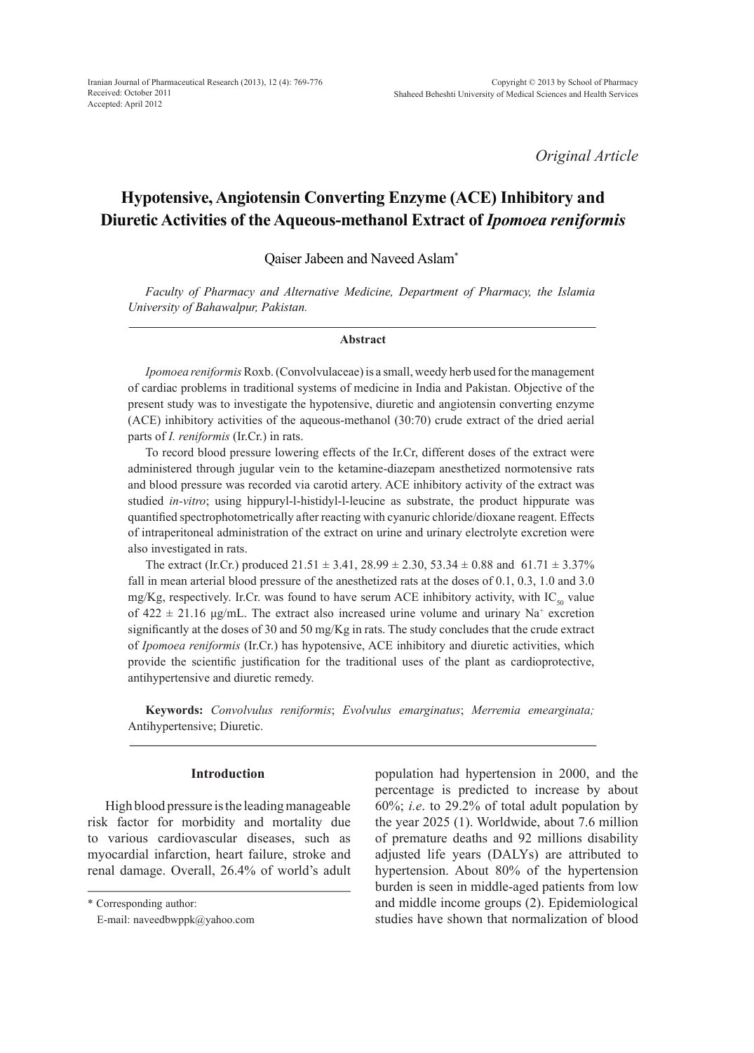Received: October 2011
Accepted: April 2012

*Original Article*

# Hypotensive, Angiotensin Converting Enzyme (ACE) Inhibitory and Diuretic Activities of the Aqueous-methanol Extract of *Ipomoea reniformis*

Qaiser Jabeen and Naveed Aslam*

*Faculty of Pharmacy and Alternative Medicine, Department of Pharmacy, the Islamia University of Bahawalpur, Pakistan.*

## Abstract

*Ipomoea reniformis* Roxb. (Convolvulaceae) is a small, weedy herb used for the management of cardiac problems in traditional systems of medicine in India and Pakistan. Objective of the present study was to investigate the hypotensive, diuretic and angiotensin converting enzyme (ACE) inhibitory activities of the aqueous-methanol (30:70) crude extract of the dried aerial parts of *I. reniformis* (Ir.Cr.) in rats.

To record blood pressure lowering effects of the Ir.Cr, different doses of the extract were administered through jugular vein to the ketamine-diazepam anesthetized normotensive rats and blood pressure was recorded via carotid artery. ACE inhibitory activity of the extract was studied *in-vitro*; using hippuryl-l-histidyl-l-leucine as substrate, the product hippurate was quantified spectrophotometrically after reacting with cyanuric chloride/dioxane reagent. Effects of intraperitoneal administration of the extract on urine and urinary electrolyte excretion were also investigated in rats.

The extract (Ir.Cr.) produced 21.51 ± 3.41, 28.99 ± 2.30, 53.34 ± 0.88 and 61.71 ± 3.37% fall in mean arterial blood pressure of the anesthetized rats at the doses of 0.1, 0.3, 1.0 and 3.0 mg/Kg, respectively. Ir.Cr. was found to have serum ACE inhibitory activity, with $IC_{50}$ value of 422 ± 21.16 µg/mL. The extract also increased urine volume and urinary $Na^+$ excretion significantly at the doses of 30 and 50 mg/Kg in rats. The study concludes that the crude extract of *Ipomoea reniformis* (Ir.Cr.) has hypotensive, ACE inhibitory and diuretic activities, which provide the scientific justification for the traditional uses of the plant as cardioprotective, antihypertensive and diuretic remedy.

**Keywords:** *Convolvulus reniformis*; *Evolvulus emarginatus*; *Merremia emearginata;* Antihypertensive; Diuretic.

## Introduction

High blood pressure is the leading manageable risk factor for morbidity and mortality due to various cardiovascular diseases, such as myocardial infarction, heart failure, stroke and renal damage. Overall, 26.4% of world's adult population had hypertension in 2000, and the percentage is predicted to increase by about 60%; *i.e*. to 29.2% of total adult population by the year 2025 (1). Worldwide, about 7.6 million of premature deaths and 92 millions disability adjusted life years (DALYs) are attributed to hypertension. About 80% of the hypertension burden is seen in middle-aged patients from low and middle income groups (2). Epidemiological studies have shown that normalization of blood

\* Corresponding author:
E-mail: naveedbwppk@yahoo.com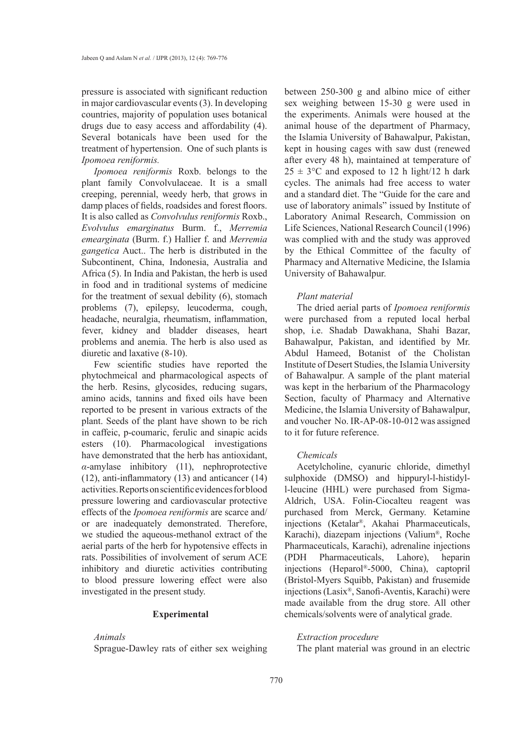pressure is associated with significant reduction in major cardiovascular events (3). In developing countries, majority of population uses botanical drugs due to easy access and affordability (4). Several botanicals have been used for the treatment of hypertension. One of such plants is *Ipomoea reniformis.*

*Ipomoea reniformis* Roxb. belongs to the plant family Convolvulaceae. It is a small creeping, perennial, weedy herb, that grows in damp places of fields, roadsides and forest floors. It is also called as *Convolvulus reniformis* Roxb., *Evolvulus emarginatus* Burm. f., *Merremia emearginata* (Burm. f.) Hallier f. and *Merremia gangetica* Auct.. The herb is distributed in the Subcontinent, China, Indonesia, Australia and Africa (5). In India and Pakistan, the herb is used in food and in traditional systems of medicine for the treatment of sexual debility (6), stomach problems (7), epilepsy, leucoderma, cough, headache, neuralgia, rheumatism, inflammation, fever, kidney and bladder diseases, heart problems and anemia. The herb is also used as diuretic and laxative (8-10).

Few scientific studies have reported the phytochmeical and pharmacological aspects of the herb. Resins, glycosides, reducing sugars, amino acids, tannins and fixed oils have been reported to be present in various extracts of the plant. Seeds of the plant have shown to be rich in caffeic, p-coumaric, ferulic and sinapic acids esters (10). Pharmacological investigations have demonstrated that the herb has antioxidant, $\alpha$-amylase inhibitory (11), nephroprotective (12), anti-inflammatory (13) and anticancer (14) activities. Reports on scientific evidences for blood pressure lowering and cardiovascular protective effects of the *Ipomoea reniformis* are scarce and/or are inadequately demonstrated. Therefore, we studied the aqueous-methanol extract of the aerial parts of the herb for hypotensive effects in rats. Possibilities of involvement of serum ACE inhibitory and diuretic activities contributing to blood pressure lowering effect were also investigated in the present study.

## Experimental

### *Animals*

Sprague-Dawley rats of either sex weighing between 250-300 g and albino mice of either sex weighing between 15-30 g were used in the experiments. Animals were housed at the animal house of the department of Pharmacy, the Islamia University of Bahawalpur, Pakistan, kept in housing cages with saw dust (renewed after every 48 h), maintained at temperature of $25 \pm 3$°C and exposed to 12 h light/12 h dark cycles. The animals had free access to water and a standard diet. The "Guide for the care and use of laboratory animals" issued by Institute of Laboratory Animal Research, Commission on Life Sciences, National Research Council (1996) was complied with and the study was approved by the Ethical Committee of the faculty of Pharmacy and Alternative Medicine, the Islamia University of Bahawalpur.

### *Plant material*

The dried aerial parts of *Ipomoea reniformis* were purchased from a reputed local herbal shop, i.e. Shadab Dawakhana, Shahi Bazar, Bahawalpur, Pakistan, and identified by Mr. Abdul Hameed, Botanist of the Cholistan Institute of Desert Studies, the Islamia University of Bahawalpur. A sample of the plant material was kept in the herbarium of the Pharmacology Section, faculty of Pharmacy and Alternative Medicine, the Islamia University of Bahawalpur, and voucher No. IR-AP-08-10-012 was assigned to it for future reference.

### *Chemicals*

Acetylcholine, cyanuric chloride, dimethyl sulphoxide (DMSO) and hippuryl-l-histidyl-l-leucine (HHL) were purchased from Sigma-Aldrich, USA. Folin-Ciocalteu reagent was purchased from Merck, Germany. Ketamine injections (Ketalar®, Akahai Pharmaceuticals, Karachi), diazepam injections (Valium®, Roche Pharmaceuticals, Karachi), adrenaline injections (PDH Pharmaceuticals, Lahore), heparin injections (Heparol®-5000, China), captopril (Bristol-Myers Squibb, Pakistan) and frusemide injections (Lasix®, Sanofi-Aventis, Karachi) were made available from the drug store. All other chemicals/solvents were of analytical grade.

### *Extraction procedure*

The plant material was ground in an electric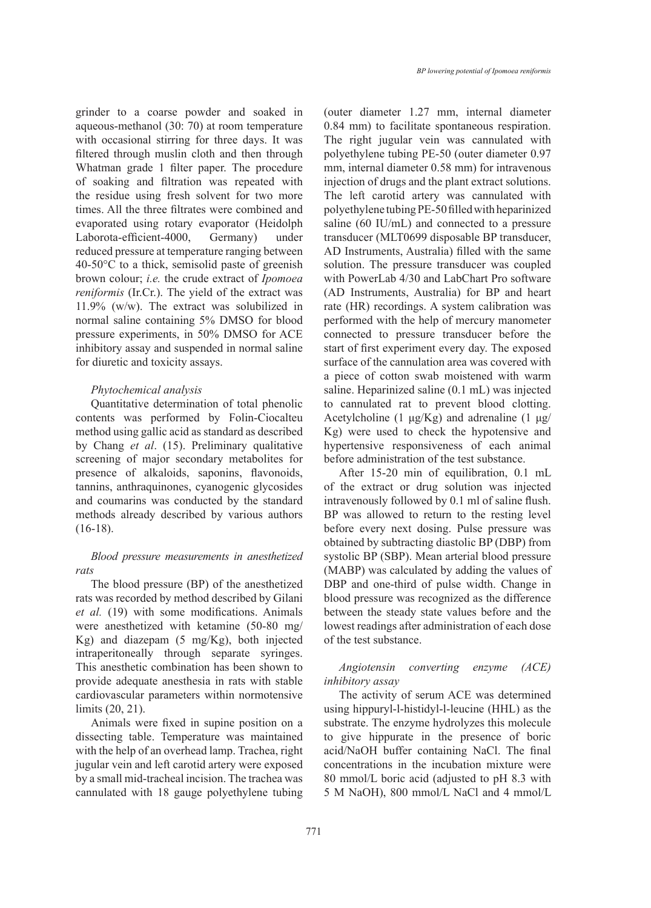grinder to a coarse powder and soaked in aqueous-methanol (30: 70) at room temperature with occasional stirring for three days. It was filtered through muslin cloth and then through Whatman grade 1 filter paper. The procedure of soaking and filtration was repeated with the residue using fresh solvent for two more times. All the three filtrates were combined and evaporated using rotary evaporator (Heidolph Laborota-efficient-4000, Germany) under reduced pressure at temperature ranging between 40-50°C to a thick, semisolid paste of greenish brown colour; *i.e.* the crude extract of *Ipomoea reniformis* (Ir.Cr.). The yield of the extract was 11.9% (w/w). The extract was solubilized in normal saline containing 5% DMSO for blood pressure experiments, in 50% DMSO for ACE inhibitory assay and suspended in normal saline for diuretic and toxicity assays.

### *Phytochemical analysis*

Quantitative determination of total phenolic contents was performed by Folin-Ciocalteu method using gallic acid as standard as described by Chang *et al*. (15). Preliminary qualitative screening of major secondary metabolites for presence of alkaloids, saponins, flavonoids, tannins, anthraquinones, cyanogenic glycosides and coumarins was conducted by the standard methods already described by various authors (16-18).

### *Blood pressure measurements in anesthetized rats*

The blood pressure (BP) of the anesthetized rats was recorded by method described by Gilani *et al.* (19) with some modifications. Animals were anesthetized with ketamine (50-80 mg/Kg) and diazepam (5 mg/Kg), both injected intraperitoneally through separate syringes. This anesthetic combination has been shown to provide adequate anesthesia in rats with stable cardiovascular parameters within normotensive limits (20, 21).

Animals were fixed in supine position on a dissecting table. Temperature was maintained with the help of an overhead lamp. Trachea, right jugular vein and left carotid artery were exposed by a small mid-tracheal incision. The trachea was cannulated with 18 gauge polyethylene tubing (outer diameter 1.27 mm, internal diameter 0.84 mm) to facilitate spontaneous respiration. The right jugular vein was cannulated with polyethylene tubing PE-50 (outer diameter 0.97 mm, internal diameter 0.58 mm) for intravenous injection of drugs and the plant extract solutions. The left carotid artery was cannulated with polyethylene tubing PE-50 filled with heparinized saline (60 IU/mL) and connected to a pressure transducer (MLT0699 disposable BP transducer, AD Instruments, Australia) filled with the same solution. The pressure transducer was coupled with PowerLab 4/30 and LabChart Pro software (AD Instruments, Australia) for BP and heart rate (HR) recordings. A system calibration was performed with the help of mercury manometer connected to pressure transducer before the start of first experiment every day. The exposed surface of the cannulation area was covered with a piece of cotton swab moistened with warm saline. Heparinized saline (0.1 mL) was injected to cannulated rat to prevent blood clotting. Acetylcholine (1 µg/Kg) and adrenaline (1 µg/Kg) were used to check the hypotensive and hypertensive responsiveness of each animal before administration of the test substance.

After 15-20 min of equilibration, 0.1 mL of the extract or drug solution was injected intravenously followed by 0.1 ml of saline flush. BP was allowed to return to the resting level before every next dosing. Pulse pressure was obtained by subtracting diastolic BP (DBP) from systolic BP (SBP). Mean arterial blood pressure (MABP) was calculated by adding the values of DBP and one-third of pulse width. Change in blood pressure was recognized as the difference between the steady state values before and the lowest readings after administration of each dose of the test substance.

### *Angiotensin converting enzyme (ACE) inhibitory assay*

The activity of serum ACE was determined using hippuryl-l-histidyl-l-leucine (HHL) as the substrate. The enzyme hydrolyzes this molecule to give hippurate in the presence of boric acid/NaOH buffer containing NaCl. The final concentrations in the incubation mixture were 80 mmol/L boric acid (adjusted to pH 8.3 with 5 M NaOH), 800 mmol/L NaCl and 4 mmol/L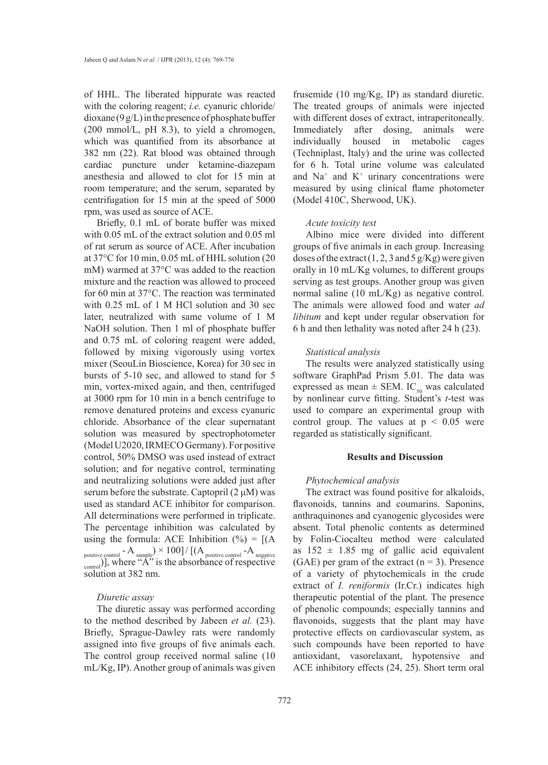of HHL. The liberated hippurate was reacted with the coloring reagent; *i.e.* cyanuric chloride/dioxane (9 g/L) in the presence of phosphate buffer (200 mmol/L, pH 8.3), to yield a chromogen, which was quantified from its absorbance at 382 nm (22). Rat blood was obtained through cardiac puncture under ketamine-diazepam anesthesia and allowed to clot for 15 min at room temperature; and the serum, separated by centrifugation for 15 min at the speed of 5000 rpm, was used as source of ACE.

Briefly, 0.1 mL of borate buffer was mixed with 0.05 mL of the extract solution and 0.05 ml of rat serum as source of ACE. After incubation at 37°C for 10 min, 0.05 mL of HHL solution (20 mM) warmed at 37°C was added to the reaction mixture and the reaction was allowed to proceed for 60 min at 37°C. The reaction was terminated with 0.25 mL of 1 M HCl solution and 30 sec later, neutralized with same volume of 1 M NaOH solution. Then 1 ml of phosphate buffer and 0.75 mL of coloring reagent were added, followed by mixing vigorously using vortex mixer (SeouLin Bioscience, Korea) for 30 sec in bursts of 5-10 sec, and allowed to stand for 5 min, vortex-mixed again, and then, centrifuged at 3000 rpm for 10 min in a bench centrifuge to remove denatured proteins and excess cyanuric chloride. Absorbance of the clear supernatant solution was measured by spectrophotometer (Model U2020, IRMECO Germany). For positive control, 50% DMSO was used instead of extract solution; and for negative control, terminating and neutralizing solutions were added just after serum before the substrate. Captopril (2 µM) was used as standard ACE inhibitor for comparison. All determinations were performed in triplicate. The percentage inhibition was calculated by using the formula: ACE Inhibition (%) = $[(A_{\text{positive control}} - A_{\text{sample}}) \times 100] / [(A_{\text{positive control}} - A_{\text{negative control}})]$, where "A" is the absorbance of respective solution at 382 nm.

*Diuretic assay*

The diuretic assay was performed according to the method described by Jabeen *et al.* (23). Briefly, Sprague-Dawley rats were randomly assigned into five groups of five animals each. The control group received normal saline (10 mL/Kg, IP). Another group of animals was given frusemide (10 mg/Kg, IP) as standard diuretic. The treated groups of animals were injected with different doses of extract, intraperitoneally. Immediately after dosing, animals were individually housed in metabolic cages (Techniplast, Italy) and the urine was collected for 6 h. Total urine volume was calculated and $Na^+$ and $K^+$ urinary concentrations were measured by using clinical flame photometer (Model 410C, Sherwood, UK).

*Acute toxicity test*

Albino mice were divided into different groups of five animals in each group. Increasing doses of the extract (1, 2, 3 and 5 g/Kg) were given orally in 10 mL/Kg volumes, to different groups serving as test groups. Another group was given normal saline (10 mL/Kg) as negative control. The animals were allowed food and water *ad libitum* and kept under regular observation for 6 h and then lethality was noted after 24 h (23).

*Statistical analysis*

The results were analyzed statistically using software GraphPad Prism 5.01. The data was expressed as mean ± SEM. $IC_{50}$ was calculated by nonlinear curve fitting. Student's *t*-test was used to compare an experimental group with control group. The values at $p < 0.05$ were regarded as statistically significant.

## Results and Discussion

*Phytochemical analysis*

The extract was found positive for alkaloids, flavonoids, tannins and coumarins. Saponins, anthraquinones and cyanogenic glycosides were absent. Total phenolic contents as determined by Folin-Ciocalteu method were calculated as 152 ± 1.85 mg of gallic acid equivalent (GAE) per gram of the extract (n = 3). Presence of a variety of phytochemicals in the crude extract of *I. reniformis* (Ir.Cr.) indicates high therapeutic potential of the plant. The presence of phenolic compounds; especially tannins and flavonoids, suggests that the plant may have protective effects on cardiovascular system, as such compounds have been reported to have antioxidant, vasorelaxant, hypotensive and ACE inhibitory effects (24, 25). Short term oral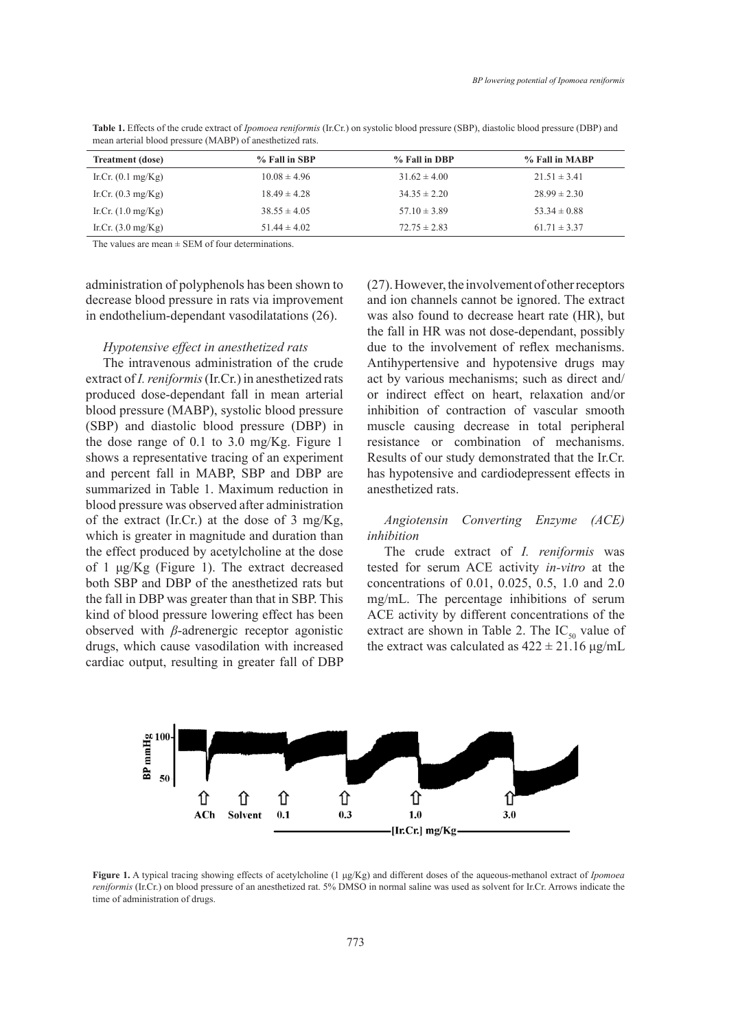**Table 1.** Effects of the crude extract of *Ipomoea reniformis* (Ir.Cr.) on systolic blood pressure (SBP), diastolic blood pressure (DBP) and mean arterial blood pressure (MABP) of anesthetized rats.

| Treatment (dose) | % Fall in SBP | % Fall in DBP | % Fall in MABP |
|---|---|---|---|
| Ir.Cr. (0.1 mg/Kg) | 10.08 ± 4.96 | 31.62 ± 4.00 | 21.51 ± 3.41 |
| Ir.Cr. (0.3 mg/Kg) | 18.49 ± 4.28 | 34.35 ± 2.20 | 28.99 ± 2.30 |
| Ir.Cr. (1.0 mg/Kg) | 38.55 ± 4.05 | 57.10 ± 3.89 | 53.34 ± 0.88 |
| Ir.Cr. (3.0 mg/Kg) | 51.44 ± 4.02 | 72.75 ± 2.83 | 61.71 ± 3.37 |

The values are mean ± SEM of four determinations.

administration of polyphenols has been shown to decrease blood pressure in rats via improvement in endothelium-dependant vasodilatations (26).

### *Hypotensive effect in anesthetized rats*

The intravenous administration of the crude extract of *I. reniformis* (Ir.Cr.) in anesthetized rats produced dose-dependant fall in mean arterial blood pressure (MABP), systolic blood pressure (SBP) and diastolic blood pressure (DBP) in the dose range of 0.1 to 3.0 mg/Kg. Figure 1 shows a representative tracing of an experiment and percent fall in MABP, SBP and DBP are summarized in Table 1. Maximum reduction in blood pressure was observed after administration of the extract (Ir.Cr.) at the dose of 3 mg/Kg, which is greater in magnitude and duration than the effect produced by acetylcholine at the dose of 1 µg/Kg (Figure 1). The extract decreased both SBP and DBP of the anesthetized rats but the fall in DBP was greater than that in SBP. This kind of blood pressure lowering effect has been observed with *β*-adrenergic receptor agonistic drugs, which cause vasodilation with increased cardiac output, resulting in greater fall of DBP (27). However, the involvement of other receptors and ion channels cannot be ignored. The extract was also found to decrease heart rate (HR), but the fall in HR was not dose-dependant, possibly due to the involvement of reflex mechanisms. Antihypertensive and hypotensive drugs may act by various mechanisms; such as direct and/or indirect effect on heart, relaxation and/or inhibition of contraction of vascular smooth muscle causing decrease in total peripheral resistance or combination of mechanisms. Results of our study demonstrated that the Ir.Cr. has hypotensive and cardiodepressent effects in anesthetized rats.

### *Angiotensin Converting Enzyme (ACE) inhibition*

The crude extract of *I. reniformis* was tested for serum ACE activity *in-vitro* at the concentrations of 0.01, 0.025, 0.5, 1.0 and 2.0 mg/mL. The percentage inhibitions of serum ACE activity by different concentrations of the extract are shown in Table 2. The $IC_{50}$ value of the extract was calculated as 422 ± 21.16 µg/mL

**Figure 1.** A typical tracing showing effects of acetylcholine (1 µg/Kg) and different doses of the aqueous-methanol extract of *Ipomoea reniformis* (Ir.Cr.) on blood pressure of an anesthetized rat. 5% DMSO in normal saline was used as solvent for Ir.Cr. Arrows indicate the time of administration of drugs.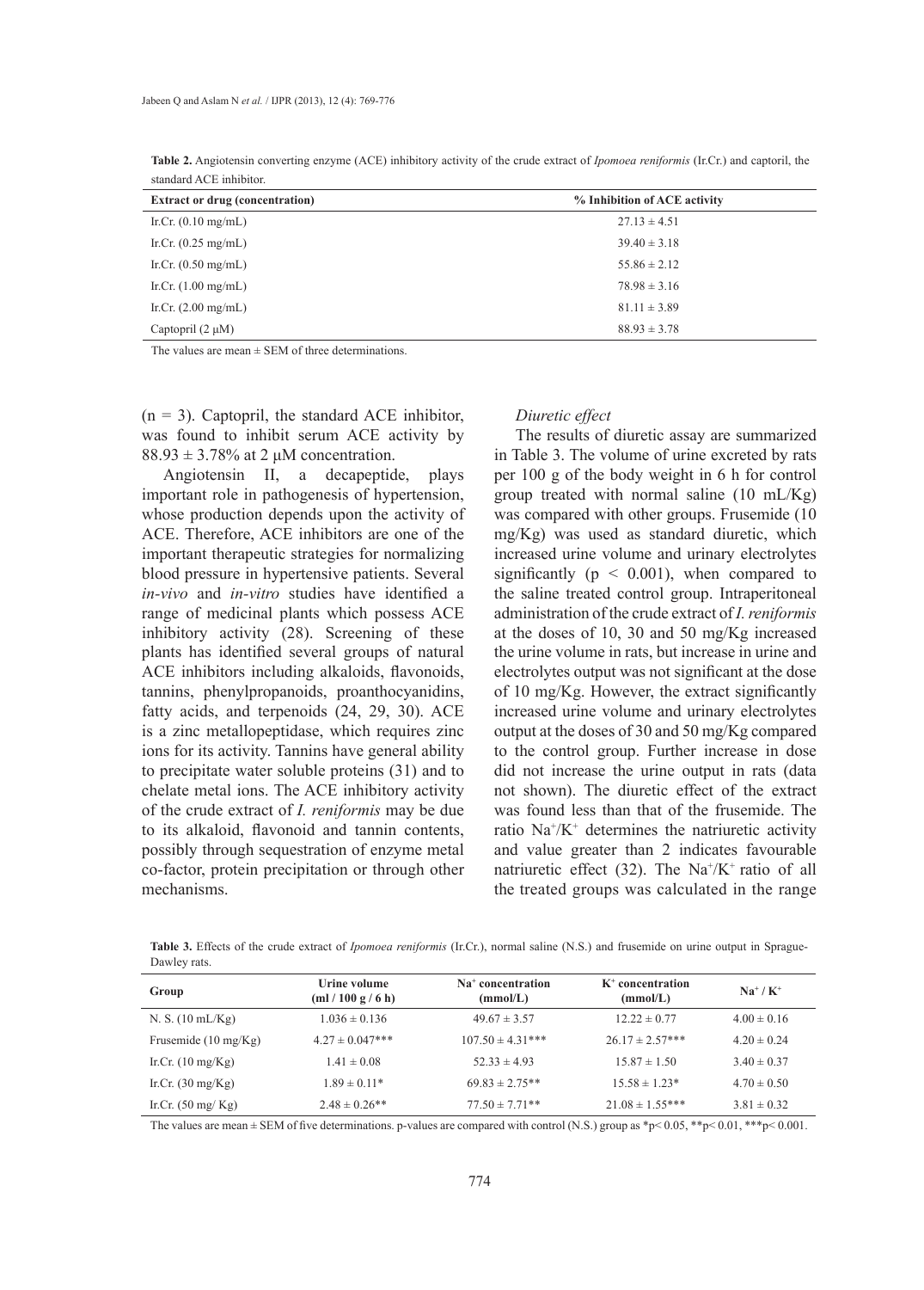**Table 2.** Angiotensin converting enzyme (ACE) inhibitory activity of the crude extract of *Ipomoea reniformis* (Ir.Cr.) and captoril, the standard ACE inhibitor.

| Extract or drug (concentration) | % Inhibition of ACE activity |
|---|---|
| Ir.Cr. (0.10 mg/mL) | 27.13 ± 4.51 |
| Ir.Cr. (0.25 mg/mL) | 39.40 ± 3.18 |
| Ir.Cr. (0.50 mg/mL) | 55.86 ± 2.12 |
| Ir.Cr. (1.00 mg/mL) | 78.98 ± 3.16 |
| Ir.Cr. (2.00 mg/mL) | 81.11 ± 3.89 |
| Captopril (2 μM) | 88.93 ± 3.78 |

The values are mean ± SEM of three determinations.

(n = 3). Captopril, the standard ACE inhibitor, was found to inhibit serum ACE activity by 88.93 ± 3.78% at 2 μM concentration.

Angiotensin II, a decapeptide, plays important role in pathogenesis of hypertension, whose production depends upon the activity of ACE. Therefore, ACE inhibitors are one of the important therapeutic strategies for normalizing blood pressure in hypertensive patients. Several *in-vivo* and *in-vitro* studies have identified a range of medicinal plants which possess ACE inhibitory activity (28). Screening of these plants has identified several groups of natural ACE inhibitors including alkaloids, flavonoids, tannins, phenylpropanoids, proanthocyanidins, fatty acids, and terpenoids (24, 29, 30). ACE is a zinc metallopeptidase, which requires zinc ions for its activity. Tannins have general ability to precipitate water soluble proteins (31) and to chelate metal ions. The ACE inhibitory activity of the crude extract of *I. reniformis* may be due to its alkaloid, flavonoid and tannin contents, possibly through sequestration of enzyme metal co-factor, protein precipitation or through other mechanisms.

*Diuretic effect*

The results of diuretic assay are summarized in Table 3. The volume of urine excreted by rats per 100 g of the body weight in 6 h for control group treated with normal saline (10 mL/Kg) was compared with other groups. Frusemide (10 mg/Kg) was used as standard diuretic, which increased urine volume and urinary electrolytes significantly ($p < 0.001$), when compared to the saline treated control group. Intraperitoneal administration of the crude extract of *I. reniformis* at the doses of 10, 30 and 50 mg/Kg increased the urine volume in rats, but increase in urine and electrolytes output was not significant at the dose of 10 mg/Kg. However, the extract significantly increased urine volume and urinary electrolytes output at the doses of 30 and 50 mg/Kg compared to the control group. Further increase in dose did not increase the urine output in rats (data not shown). The diuretic effect of the extract was found less than that of the frusemide. The ratio $Na^+/K^+$ determines the natriuretic activity and value greater than 2 indicates favourable natriuretic effect (32). The $Na^+/K^+$ ratio of all the treated groups was calculated in the range

**Table 3.** Effects of the crude extract of *Ipomoea reniformis* (Ir.Cr.), normal saline (N.S.) and frusemide on urine output in Sprague-Dawley rats.

| Group | Urine volume (ml / 100 g / 6 h) | $Na^+$ concentration (mmol/L) | $K^+$ concentration (mmol/L) | $Na^+ / K^+$ |
|---|---|---|---|---|
| N. S. (10 mL/Kg) | 1.036 ± 0.136 | 49.67 ± 3.57 | 12.22 ± 0.77 | 4.00 ± 0.16 |
| Frusemide (10 mg/Kg) | 4.27 ± 0.047*** | 107.50 ± 4.31*** | 26.17 ± 2.57*** | 4.20 ± 0.24 |
| Ir.Cr. (10 mg/Kg) | 1.41 ± 0.08 | 52.33 ± 4.93 | 15.87 ± 1.50 | 3.40 ± 0.37 |
| Ir.Cr. (30 mg/Kg) | 1.89 ± 0.11* | 69.83 ± 2.75** | 15.58 ± 1.23* | 4.70 ± 0.50 |
| Ir.Cr. (50 mg/ Kg) | 2.48 ± 0.26** | 77.50 ± 7.71** | 21.08 ± 1.55*** | 3.81 ± 0.32 |

The values are mean ± SEM of five determinations. p-values are compared with control (N.S.) group as *$p < 0.05$, **$p < 0.01$, ***$p < 0.001$.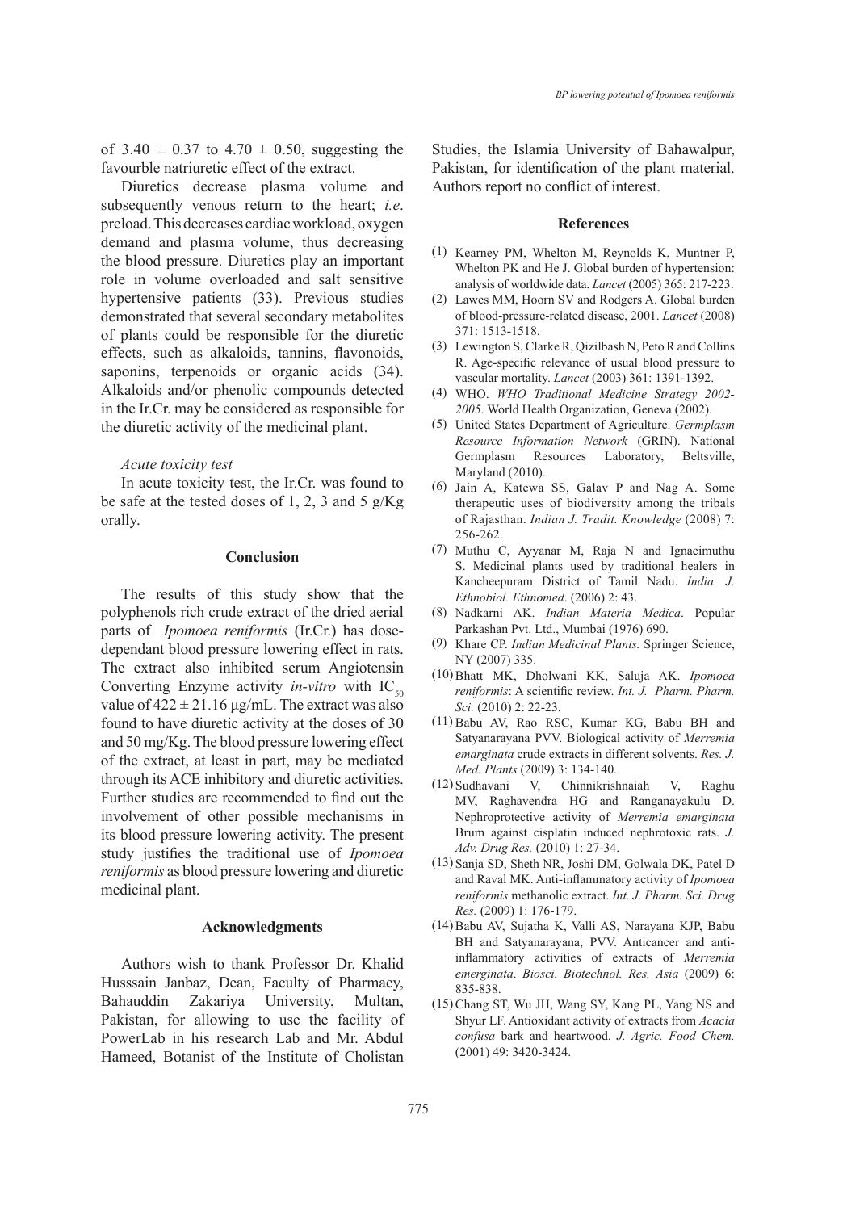of $3.40 \pm 0.37$ to $4.70 \pm 0.50$, suggesting the favourble natriuretic effect of the extract.

Diuretics decrease plasma volume and subsequently venous return to the heart; *i.e*. preload. This decreases cardiac workload, oxygen demand and plasma volume, thus decreasing the blood pressure. Diuretics play an important role in volume overloaded and salt sensitive hypertensive patients (33). Previous studies demonstrated that several secondary metabolites of plants could be responsible for the diuretic effects, such as alkaloids, tannins, flavonoids, saponins, terpenoids or organic acids (34). Alkaloids and/or phenolic compounds detected in the Ir.Cr. may be considered as responsible for the diuretic activity of the medicinal plant.

*Acute toxicity test*

In acute toxicity test, the Ir.Cr. was found to be safe at the tested doses of 1, 2, 3 and 5 g/Kg orally.

## Conclusion

The results of this study show that the polyphenols rich crude extract of the dried aerial parts of *Ipomoea reniformis* (Ir.Cr.) has dose-dependant blood pressure lowering effect in rats. The extract also inhibited serum Angiotensin Converting Enzyme activity *in-vitro* with $IC_{50}$ value of $422 \pm 21.16$ µg/mL. The extract was also found to have diuretic activity at the doses of 30 and 50 mg/Kg. The blood pressure lowering effect of the extract, at least in part, may be mediated through its ACE inhibitory and diuretic activities. Further studies are recommended to find out the involvement of other possible mechanisms in its blood pressure lowering activity. The present study justifies the traditional use of *Ipomoea reniformis* as blood pressure lowering and diuretic medicinal plant.

## Acknowledgments

Authors wish to thank Professor Dr. Khalid Husssain Janbaz, Dean, Faculty of Pharmacy, Bahauddin Zakariya University, Multan, Pakistan, for allowing to use the facility of PowerLab in his research Lab and Mr. Abdul Hameed, Botanist of the Institute of Cholistan Studies, the Islamia University of Bahawalpur, Pakistan, for identification of the plant material. Authors report no conflict of interest.

## References

(1) Kearney PM, Whelton M, Reynolds K, Muntner P, Whelton PK and He J. Global burden of hypertension: analysis of worldwide data. *Lancet* (2005) 365: 217-223.

(2) Lawes MM, Hoorn SV and Rodgers A. Global burden of blood-pressure-related disease, 2001. *Lancet* (2008) 371: 1513-1518.

(3) Lewington S, Clarke R, Qizilbash N, Peto R and Collins R. Age-specific relevance of usual blood pressure to vascular mortality. *Lancet* (2003) 361: 1391-1392.

(4) WHO. *WHO Traditional Medicine Strategy 2002-2005.* World Health Organization, Geneva (2002).

(5) United States Department of Agriculture. *Germplasm Resource Information Network* (GRIN). National Germplasm Resources Laboratory, Beltsville, Maryland (2010).

(6) Jain A, Katewa SS, Galav P and Nag A. Some therapeutic uses of biodiversity among the tribals of Rajasthan. *Indian J. Tradit. Knowledge* (2008) 7: 256-262.

(7) Muthu C, Ayyanar M, Raja N and Ignacimuthu S. Medicinal plants used by traditional healers in Kancheepuram District of Tamil Nadu. *India. J. Ethnobiol. Ethnomed*. (2006) 2: 43.

(8) Nadkarni AK. *Indian Materia Medica*. Popular Parkashan Pvt. Ltd., Mumbai (1976) 690.

(9) Khare CP. *Indian Medicinal Plants.* Springer Science, NY (2007) 335.

(10) Bhatt MK, Dholwani KK, Saluja AK. *Ipomoea reniformis*: A scientific review. *Int. J. Pharm. Pharm. Sci.* (2010) 2: 22-23.

(11) Babu AV, Rao RSC, Kumar KG, Babu BH and Satyanarayana PVV. Biological activity of *Merremia emarginata* crude extracts in different solvents. *Res. J. Med. Plants* (2009) 3: 134-140.

(12) Sudhavani V, Chinnikrishnaiah V, Raghu MV, Raghavendra HG and Ranganayakulu D. Nephroprotective activity of *Merremia emarginata* Brum against cisplatin induced nephrotoxic rats. *J. Adv. Drug Res.* (2010) 1: 27-34.

(13) Sanja SD, Sheth NR, Joshi DM, Golwala DK, Patel D and Raval MK. Anti-inflammatory activity of *Ipomoea reniformis* methanolic extract. *Int. J. Pharm. Sci. Drug Res.* (2009) 1: 176-179.

(14) Babu AV, Sujatha K, Valli AS, Narayana KJP, Babu BH and Satyanarayana, PVV. Anticancer and anti-inflammatory activities of extracts of *Merremia emerginata*. *Biosci. Biotechnol. Res. Asia* (2009) 6: 835-838.

(15) Chang ST, Wu JH, Wang SY, Kang PL, Yang NS and Shyur LF. Antioxidant activity of extracts from *Acacia confusa* bark and heartwood. *J. Agric. Food Chem.* (2001) 49: 3420-3424.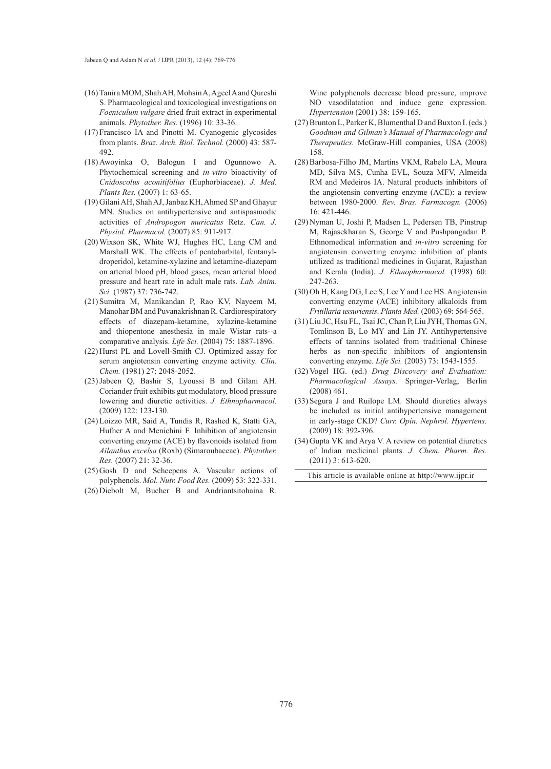(16) Tanira MOM, Shah AH, Mohsin A, Ageel A and Qureshi S. Pharmacological and toxicological investigations on *Foeniculum vulgare* dried fruit extract in experimental animals. *Phytother. Res.* (1996) 10: 33-36.

(17) Francisco IA and Pinotti M. Cyanogenic glycosides from plants. *Braz. Arch. Biol. Technol.* (2000) 43: 587-492.

(18) Awoyinka O, Balogun I and Ogunnowo A. Phytochemical screening and *in-vitro* bioactivity of *Cnidoscolus aconitifolius* (Euphorbiaceae). *J. Med. Plants Res.* (2007) 1: 63-65.

(19) Gilani AH, Shah AJ, Janbaz KH, Ahmed SP and Ghayur MN. Studies on antihypertensive and antispasmodic activities of *Andropogon muricatus* Retz. *Can. J. Physiol. Pharmacol.* (2007) 85: 911-917.

(20) Wixson SK, White WJ, Hughes HC, Lang CM and Marshall WK. The effects of pentobarbital, fentanyl-droperidol, ketamine-xylazine and ketamine-diazepam on arterial blood pH, blood gases, mean arterial blood pressure and heart rate in adult male rats. *Lab. Anim. Sci.* (1987) 37: 736-742.

(21) Sumitra M, Manikandan P, Rao KV, Nayeem M, Manohar BM and Puvanakrishnan R. Cardiorespiratory effects of diazepam-ketamine, xylazine-ketamine and thiopentone anesthesia in male Wistar rats--a comparative analysis. *Life Sci.* (2004) 75: 1887-1896.

(22) Hurst PL and Lovell-Smith CJ. Optimized assay for serum angiotensin converting enzyme activity*. Clin. Chem.* (1981) 27: 2048-2052.

(23) Jabeen Q, Bashir S, Lyoussi B and Gilani AH. Coriander fruit exhibits gut modulatory, blood pressure lowering and diuretic activities. *J. Ethnopharmacol.* (2009) 122: 123-130.

(24) Loizzo MR, Said A, Tundis R, Rashed K, Statti GA, Hufner A and Menichini F. Inhibition of angiotensin converting enzyme (ACE) by flavonoids isolated from *Ailanthus excelsa* (Roxb) (Simaroubaceae). *Phytother. Res.* (2007) 21: 32-36.

(25) Gosh D and Scheepens A. Vascular actions of polyphenols. *Mol. Nutr. Food Res.* (2009) 53: 322-331.

(26) Diebolt M, Bucher B and Andriantsitohaina R. Wine polyphenols decrease blood pressure, improve NO vasodilatation and induce gene expression. *Hypertension* (2001) 38: 159-165.

(27) Brunton L, Parker K, Blumenthal D and Buxton I. (eds.) *Goodman and Gilman's Manual of Pharmacology and Therapeutics.* McGraw-Hill companies, USA (2008) 158.

(28) Barbosa-Filho JM, Martins VKM, Rabelo LA, Moura MD, Silva MS, Cunha EVL, Souza MFV, Almeida RM and Medeiros IA. Natural products inhibitors of the angiotensin converting enzyme (ACE): a review between 1980-2000. *Rev. Bras. Farmacogn.* (2006) 16: 421-446.

(29) Nyman U, Joshi P, Madsen L, Pedersen TB, Pinstrup M, Rajasekharan S, George V and Pushpangadan P. Ethnomedical information and *in-vitro* screening for angiotensin converting enzyme inhibition of plants utilized as traditional medicines in Gujarat, Rajasthan and Kerala (India). *J. Ethnopharmacol.* (1998) 60: 247-263.

(30) Oh H, Kang DG, Lee S, Lee Y and Lee HS. Angiotensin converting enzyme (ACE) inhibitory alkaloids from *Fritillaria ussuriensis*. *Planta Med.* (2003) 69: 564-565.

(31) Liu JC, Hsu FL, Tsai JC, Chan P, Liu JYH, Thomas GN, Tomlinson B, Lo MY and Lin JY. Antihypertensive effects of tannins isolated from traditional Chinese herbs as non-specific inhibitors of angiontensin converting enzyme. *Life Sci.* (2003) 73: 1543-1555.

(32) Vogel HG. (ed.) *Drug Discovery and Evaluation: Pharmacological Assays.* Springer-Verlag, Berlin (2008) 461.

(33) Segura J and Ruilope LM. Should diuretics always be included as initial antihypertensive management in early-stage CKD? *Curr. Opin. Nephrol. Hypertens.* (2009) 18: 392-396.

(34) Gupta VK and Arya V. A review on potential diuretics of Indian medicinal plants. *J. Chem. Pharm. Res.* (2011) 3: 613-620.

This article is available online at http://www.ijpr.ir